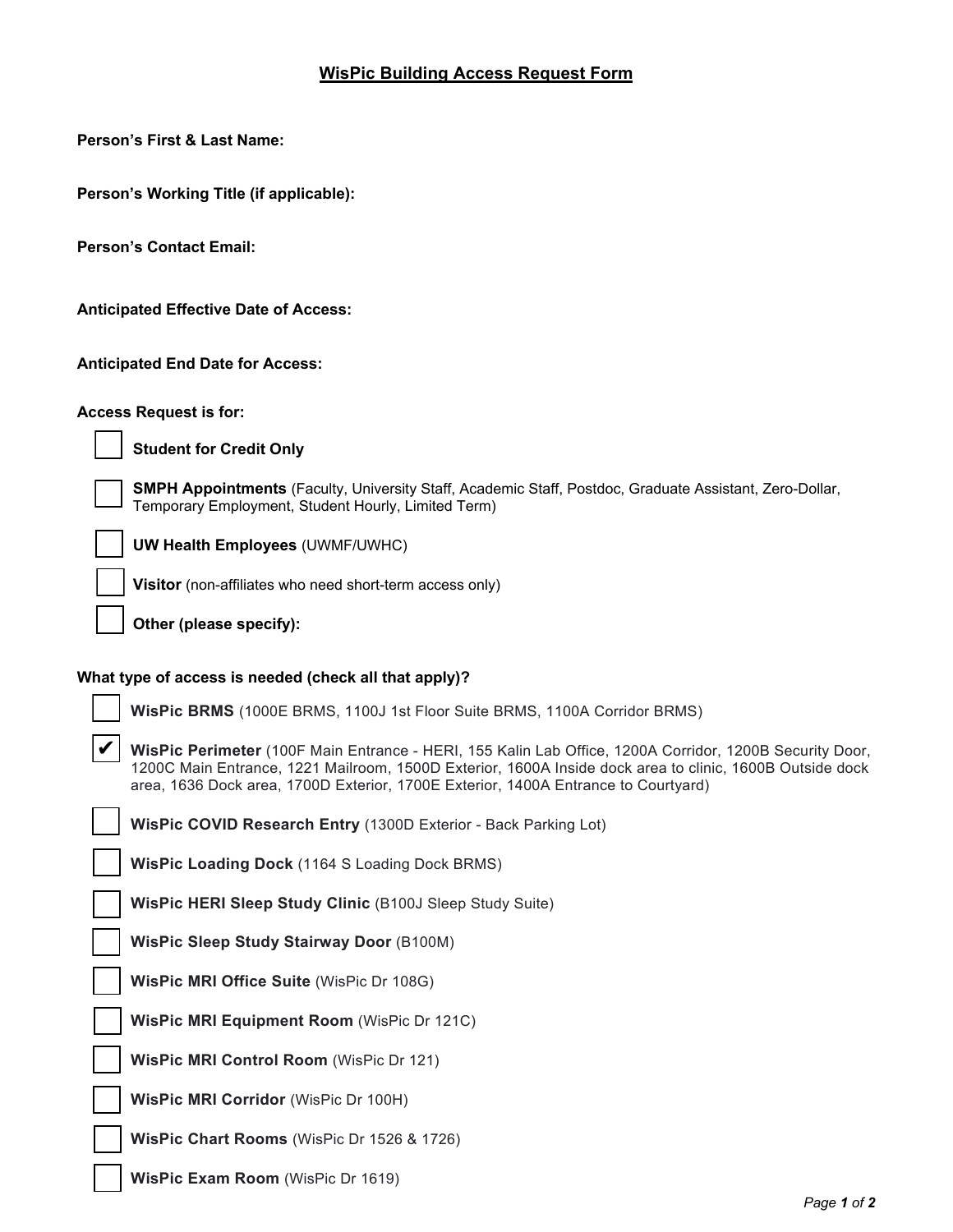# WisPic Building Access Request Form

**Person's First & Last Name:**

**Person's Working Title (if applicable):**

**Person's Contact Email:**

**Anticipated Effective Date of Access:**

**Anticipated End Date for Access:**

**Access Request is for:**

- [ ] **Student for Credit Only**
- [ ] **SMPH Appointments** (Faculty, University Staff, Academic Staff, Postdoc, Graduate Assistant, Zero-Dollar, Temporary Employment, Student Hourly, Limited Term)
- [ ] **UW Health Employees** (UWMF/UWHC)
- [ ] **Visitor** (non-affiliates who need short-term access only)
- [ ] **Other (please specify):**

**What type of access is needed (check all that apply)?**

- [ ] **WisPic BRMS** (1000E BRMS, 1100J 1st Floor Suite BRMS, 1100A Corridor BRMS)
- [x] **WisPic Perimeter** (100F Main Entrance - HERI, 155 Kalin Lab Office, 1200A Corridor, 1200B Security Door, 1200C Main Entrance, 1221 Mailroom, 1500D Exterior, 1600A Inside dock area to clinic, 1600B Outside dock area, 1636 Dock area, 1700D Exterior, 1700E Exterior, 1400A Entrance to Courtyard)
- [ ] **WisPic COVID Research Entry** (1300D Exterior - Back Parking Lot)
- [ ] **WisPic Loading Dock** (1164 S Loading Dock BRMS)
- [ ] **WisPic HERI Sleep Study Clinic** (B100J Sleep Study Suite)
- [ ] **WisPic Sleep Study Stairway Door** (B100M)
- [ ] **WisPic MRI Office Suite** (WisPic Dr 108G)
- [ ] **WisPic MRI Equipment Room** (WisPic Dr 121C)
- [ ] **WisPic MRI Control Room** (WisPic Dr 121)
- [ ] **WisPic MRI Corridor** (WisPic Dr 100H)
- [ ] **WisPic Chart Rooms** (WisPic Dr 1526 & 1726)
- [ ] **WisPic Exam Room** (WisPic Dr 1619)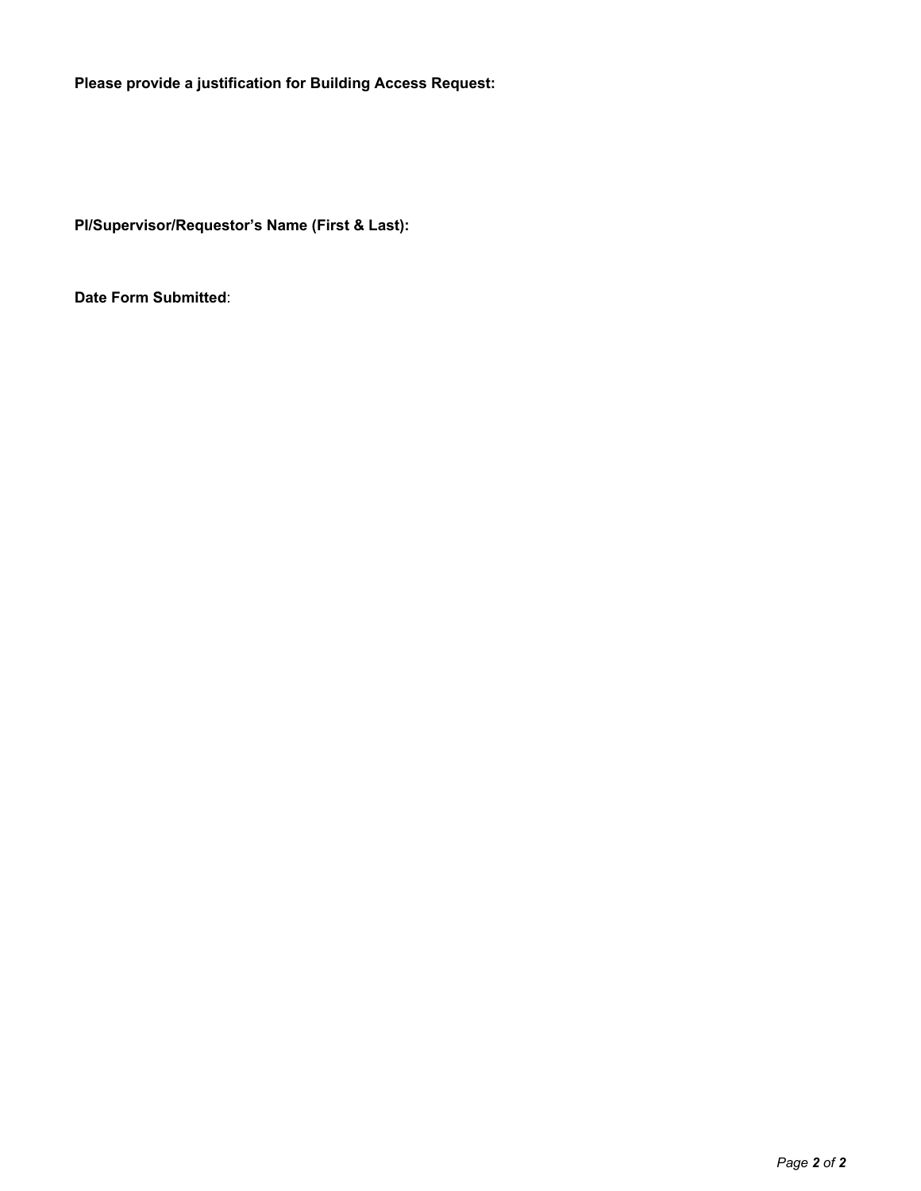**Please provide a justification for Building Access Request:**

**PI/Supervisor/Requestor's Name (First & Last):**

**Date Form Submitted**: